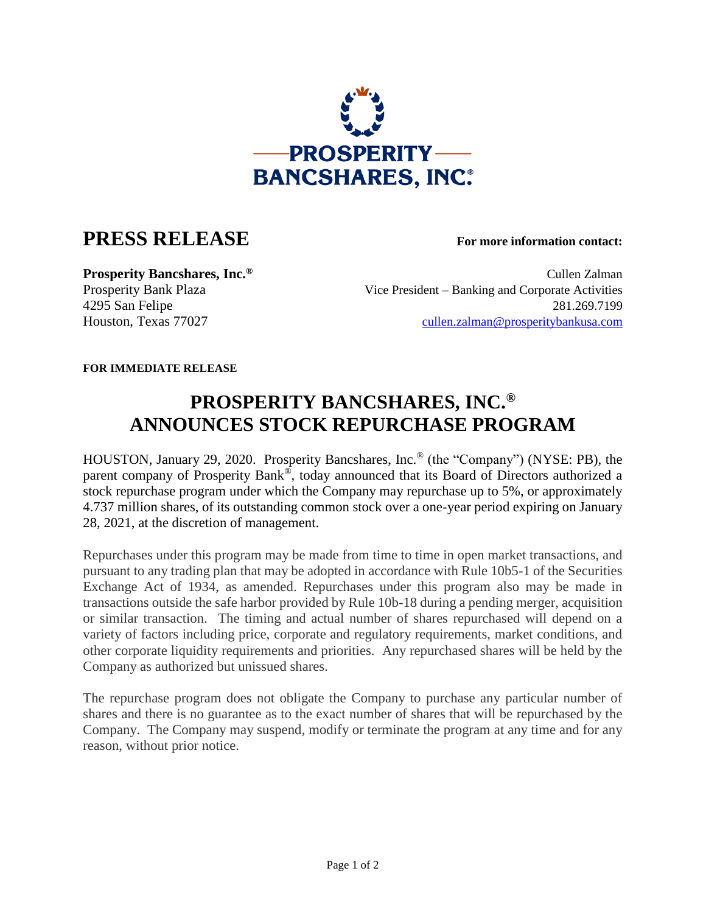PROSPERITY BANCSHARES, INC.®

# PRESS RELEASE

**For more information contact:**

**Prosperity Bancshares, Inc.®**
Prosperity Bank Plaza
4295 San Felipe
Houston, Texas 77027

Cullen Zalman
Vice President – Banking and Corporate Activities
281.269.7199
cullen.zalman@prosperitybankusa.com

**FOR IMMEDIATE RELEASE**

## PROSPERITY BANCSHARES, INC.® ANNOUNCES STOCK REPURCHASE PROGRAM

HOUSTON, January 29, 2020. Prosperity Bancshares, Inc.® (the "Company") (NYSE: PB), the parent company of Prosperity Bank®, today announced that its Board of Directors authorized a stock repurchase program under which the Company may repurchase up to 5%, or approximately 4.737 million shares, of its outstanding common stock over a one-year period expiring on January 28, 2021, at the discretion of management.

Repurchases under this program may be made from time to time in open market transactions, and pursuant to any trading plan that may be adopted in accordance with Rule 10b5-1 of the Securities Exchange Act of 1934, as amended. Repurchases under this program also may be made in transactions outside the safe harbor provided by Rule 10b-18 during a pending merger, acquisition or similar transaction. The timing and actual number of shares repurchased will depend on a variety of factors including price, corporate and regulatory requirements, market conditions, and other corporate liquidity requirements and priorities. Any repurchased shares will be held by the Company as authorized but unissued shares.

The repurchase program does not obligate the Company to purchase any particular number of shares and there is no guarantee as to the exact number of shares that will be repurchased by the Company. The Company may suspend, modify or terminate the program at any time and for any reason, without prior notice.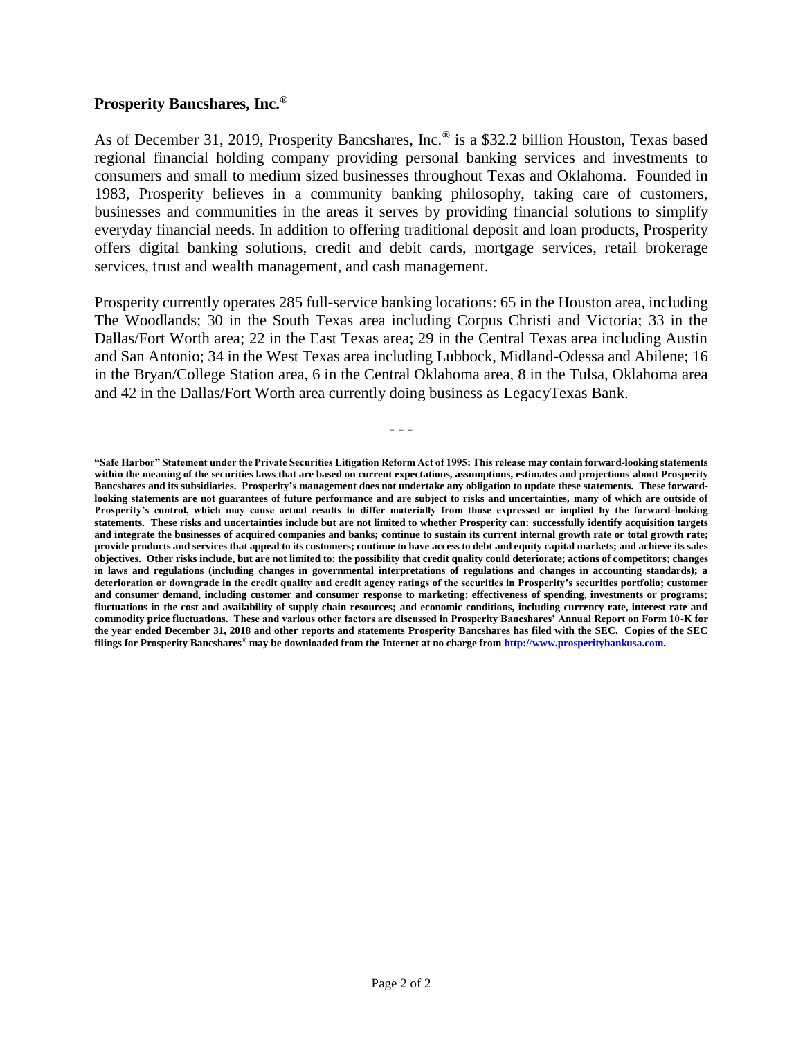**Prosperity Bancshares, Inc.®**

As of December 31, 2019, Prosperity Bancshares, Inc.® is a $32.2 billion Houston, Texas based regional financial holding company providing personal banking services and investments to consumers and small to medium sized businesses throughout Texas and Oklahoma. Founded in 1983, Prosperity believes in a community banking philosophy, taking care of customers, businesses and communities in the areas it serves by providing financial solutions to simplify everyday financial needs. In addition to offering traditional deposit and loan products, Prosperity offers digital banking solutions, credit and debit cards, mortgage services, retail brokerage services, trust and wealth management, and cash management.

Prosperity currently operates 285 full-service banking locations: 65 in the Houston area, including The Woodlands; 30 in the South Texas area including Corpus Christi and Victoria; 33 in the Dallas/Fort Worth area; 22 in the East Texas area; 29 in the Central Texas area including Austin and San Antonio; 34 in the West Texas area including Lubbock, Midland-Odessa and Abilene; 16 in the Bryan/College Station area, 6 in the Central Oklahoma area, 8 in the Tulsa, Oklahoma area and 42 in the Dallas/Fort Worth area currently doing business as LegacyTexas Bank.

\- - -

**"Safe Harbor" Statement under the Private Securities Litigation Reform Act of 1995: This release may contain forward-looking statements within the meaning of the securities laws that are based on current expectations, assumptions, estimates and projections about Prosperity Bancshares and its subsidiaries. Prosperity's management does not undertake any obligation to update these statements. These forward-looking statements are not guarantees of future performance and are subject to risks and uncertainties, many of which are outside of Prosperity's control, which may cause actual results to differ materially from those expressed or implied by the forward-looking statements. These risks and uncertainties include but are not limited to whether Prosperity can: successfully identify acquisition targets and integrate the businesses of acquired companies and banks; continue to sustain its current internal growth rate or total growth rate; provide products and services that appeal to its customers; continue to have access to debt and equity capital markets; and achieve its sales objectives. Other risks include, but are not limited to: the possibility that credit quality could deteriorate; actions of competitors; changes in laws and regulations (including changes in governmental interpretations of regulations and changes in accounting standards); a deterioration or downgrade in the credit quality and credit agency ratings of the securities in Prosperity's securities portfolio; customer and consumer demand, including customer and consumer response to marketing; effectiveness of spending, investments or programs; fluctuations in the cost and availability of supply chain resources; and economic conditions, including currency rate, interest rate and commodity price fluctuations. These and various other factors are discussed in Prosperity Bancshares' Annual Report on Form 10-K for the year ended December 31, 2018 and other reports and statements Prosperity Bancshares has filed with the SEC. Copies of the SEC filings for Prosperity Bancshares® may be downloaded from the Internet at no charge from http://www.prosperitybankusa.com.**